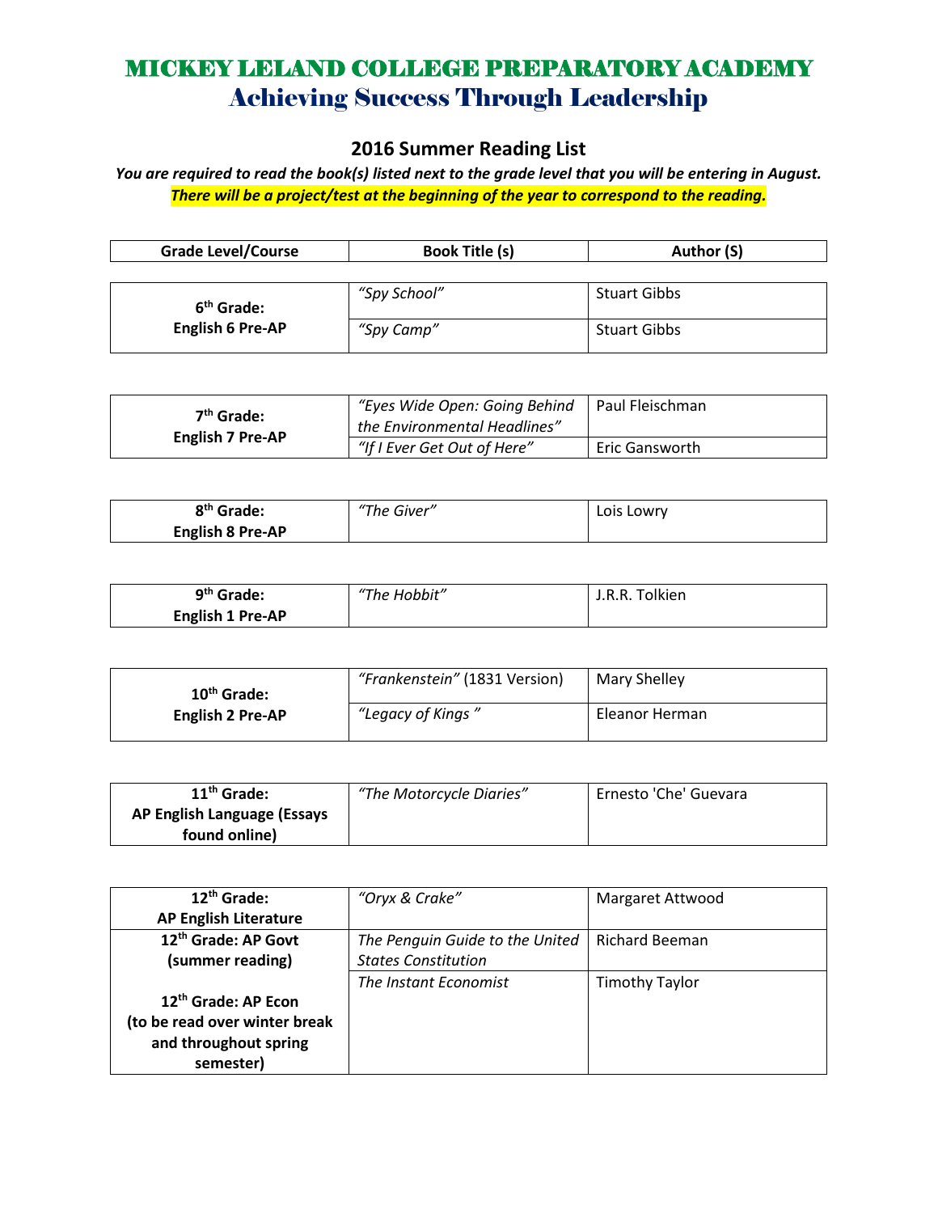# MICKEY LELAND COLLEGE PREPARATORY ACADEMY
## Achieving Success Through Leadership

### 2016 Summer Reading List

***You are required to read the book(s) listed next to the grade level that you will be entering in August.***
***There will be a project/test at the beginning of the year to correspond to the reading.***

| Grade Level/Course | Book Title (s) | Author (S) |
|---|---|---|
| **6th Grade: English 6 Pre-AP** | *"Spy School"* | Stuart Gibbs |
| | *"Spy Camp"* | Stuart Gibbs |
| **7th Grade: English 7 Pre-AP** | *"Eyes Wide Open: Going Behind the Environmental Headlines"* | Paul Fleischman |
| | *"If I Ever Get Out of Here"* | Eric Gansworth |
| **8th Grade: English 8 Pre-AP** | *"The Giver"* | Lois Lowry |
| **9th Grade: English 1 Pre-AP** | *"The Hobbit"* | J.R.R. Tolkien |
| **10th Grade: English 2 Pre-AP** | *"Frankenstein"* (1831 Version) | Mary Shelley |
| | *"Legacy of Kings "* | Eleanor Herman |
| **11th Grade: AP English Language (Essays found online)** | *"The Motorcycle Diaries"* | Ernesto 'Che' Guevara |
| **12th Grade: AP English Literature** | *"Oryx & Crake"* | Margaret Attwood |
| **12th Grade: AP Govt (summer reading)** | *The Penguin Guide to the United States Constitution* | Richard Beeman |
| **12th Grade: AP Econ (to be read over winter break and throughout spring semester)** | *The Instant Economist* | Timothy Taylor |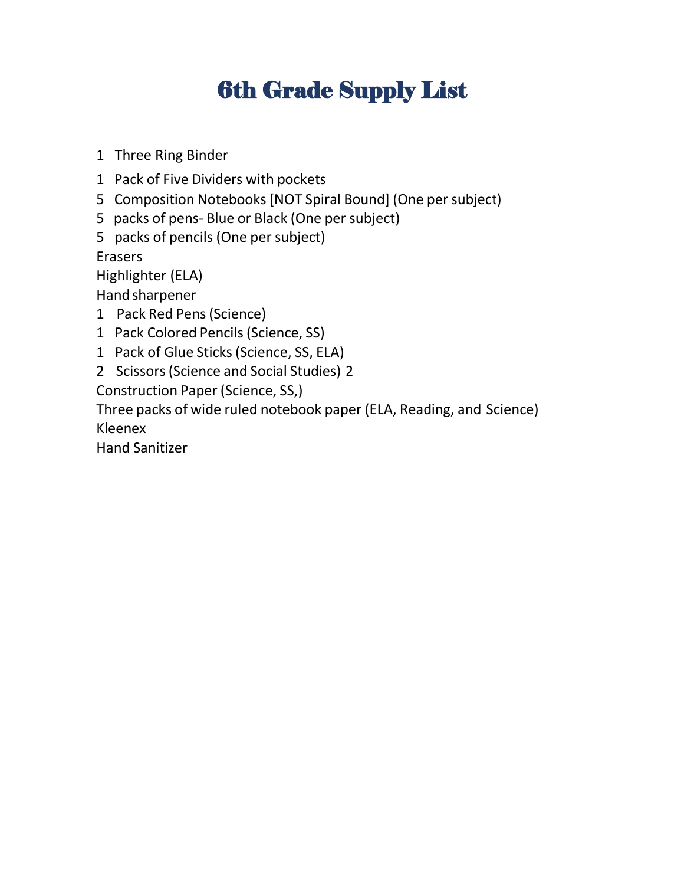# 6th Grade Supply List

1 Three Ring Binder

1 Pack of Five Dividers with pockets

5 Composition Notebooks [NOT Spiral Bound] (One per subject)

5 packs of pens- Blue or Black (One per subject)

5 packs of pencils (One per subject)

Erasers

Highlighter (ELA)

Hand sharpener

1 Pack Red Pens (Science)

1 Pack Colored Pencils (Science, SS)

1 Pack of Glue Sticks (Science, SS, ELA)

2 Scissors (Science and Social Studies) 2

Construction Paper (Science, SS,)

Three packs of wide ruled notebook paper (ELA, Reading, and Science)

Kleenex

Hand Sanitizer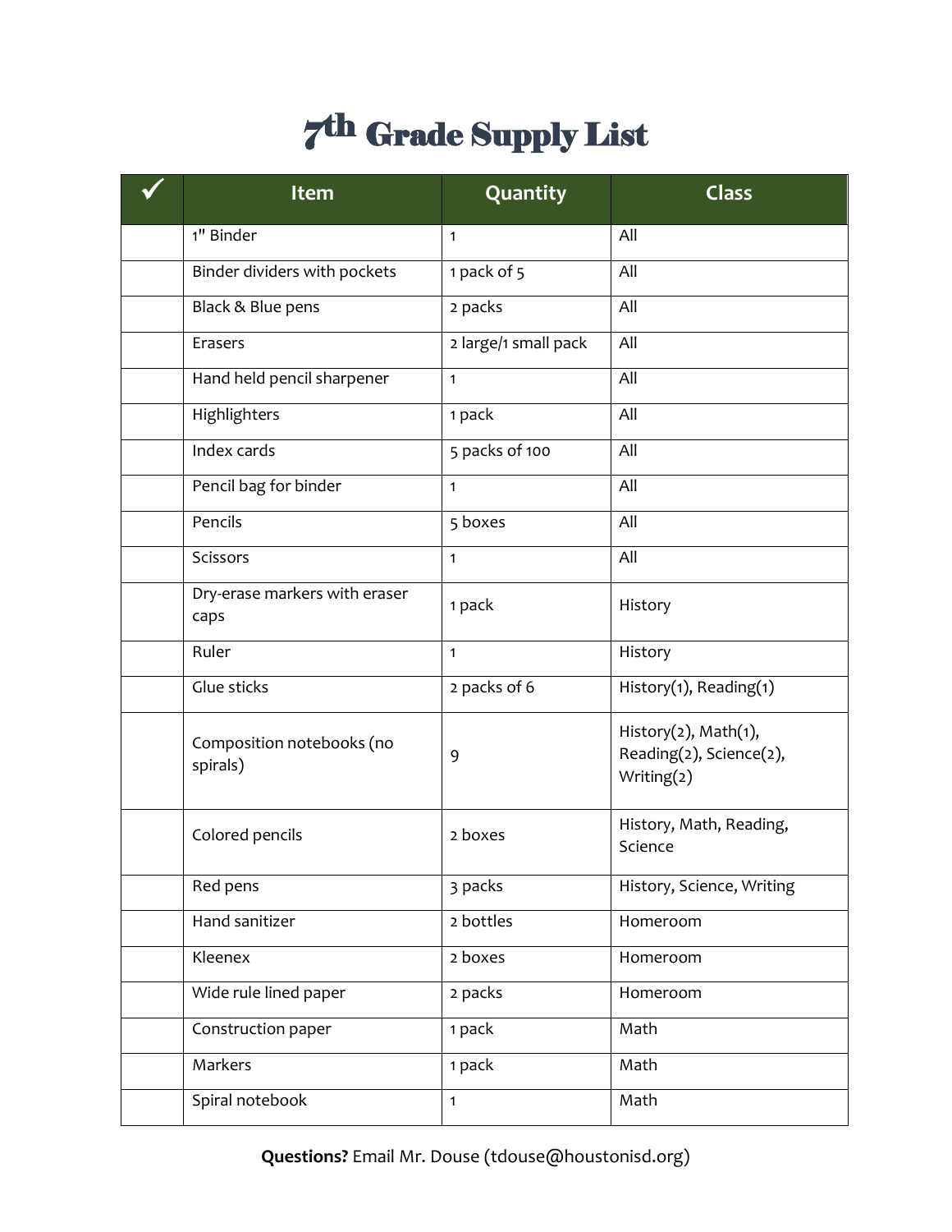# 7th Grade Supply List

| ✓ | Item | Quantity | Class |
|---|---|---|---|
| | 1" Binder | 1 | All |
| | Binder dividers with pockets | 1 pack of 5 | All |
| | Black & Blue pens | 2 packs | All |
| | Erasers | 2 large/1 small pack | All |
| | Hand held pencil sharpener | 1 | All |
| | Highlighters | 1 pack | All |
| | Index cards | 5 packs of 100 | All |
| | Pencil bag for binder | 1 | All |
| | Pencils | 5 boxes | All |
| | Scissors | 1 | All |
| | Dry-erase markers with eraser caps | 1 pack | History |
| | Ruler | 1 | History |
| | Glue sticks | 2 packs of 6 | History(1), Reading(1) |
| | Composition notebooks (no spirals) | 9 | History(2), Math(1), Reading(2), Science(2), Writing(2) |
| | Colored pencils | 2 boxes | History, Math, Reading, Science |
| | Red pens | 3 packs | History, Science, Writing |
| | Hand sanitizer | 2 bottles | Homeroom |
| | Kleenex | 2 boxes | Homeroom |
| | Wide rule lined paper | 2 packs | Homeroom |
| | Construction paper | 1 pack | Math |
| | Markers | 1 pack | Math |
| | Spiral notebook | 1 | Math |

**Questions?** Email Mr. Douse (tdouse@houstonisd.org)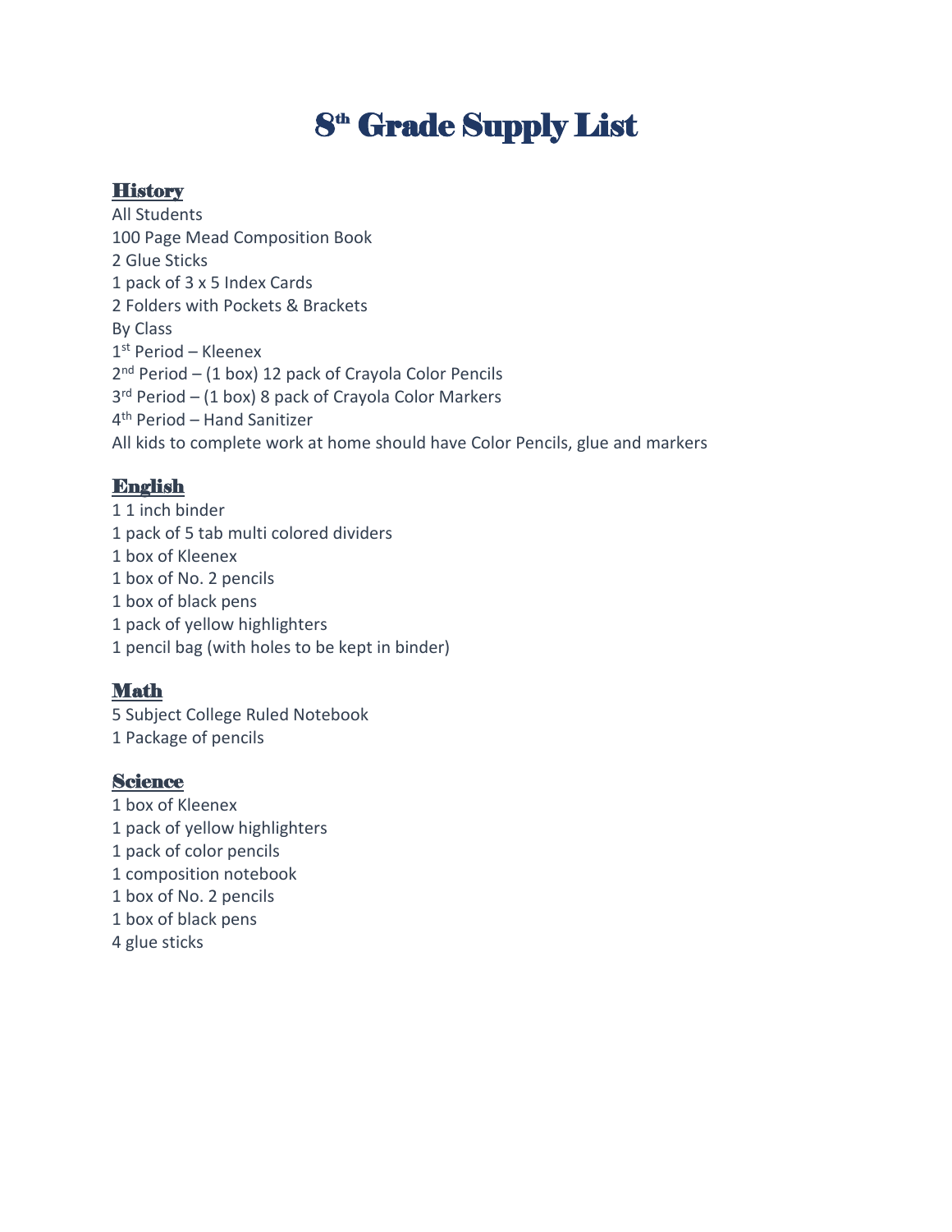# 8th Grade Supply List

## History

All Students

100 Page Mead Composition Book

2 Glue Sticks

1 pack of 3 x 5 Index Cards

2 Folders with Pockets & Brackets

By Class

1st Period – Kleenex

2nd Period – (1 box) 12 pack of Crayola Color Pencils

3rd Period – (1 box) 8 pack of Crayola Color Markers

4th Period – Hand Sanitizer

All kids to complete work at home should have Color Pencils, glue and markers

## English

1 1 inch binder

1 pack of 5 tab multi colored dividers

1 box of Kleenex

1 box of No. 2 pencils

1 box of black pens

1 pack of yellow highlighters

1 pencil bag (with holes to be kept in binder)

## Math

5 Subject College Ruled Notebook

1 Package of pencils

## Science

1 box of Kleenex

1 pack of yellow highlighters

1 pack of color pencils

1 composition notebook

1 box of No. 2 pencils

1 box of black pens

4 glue sticks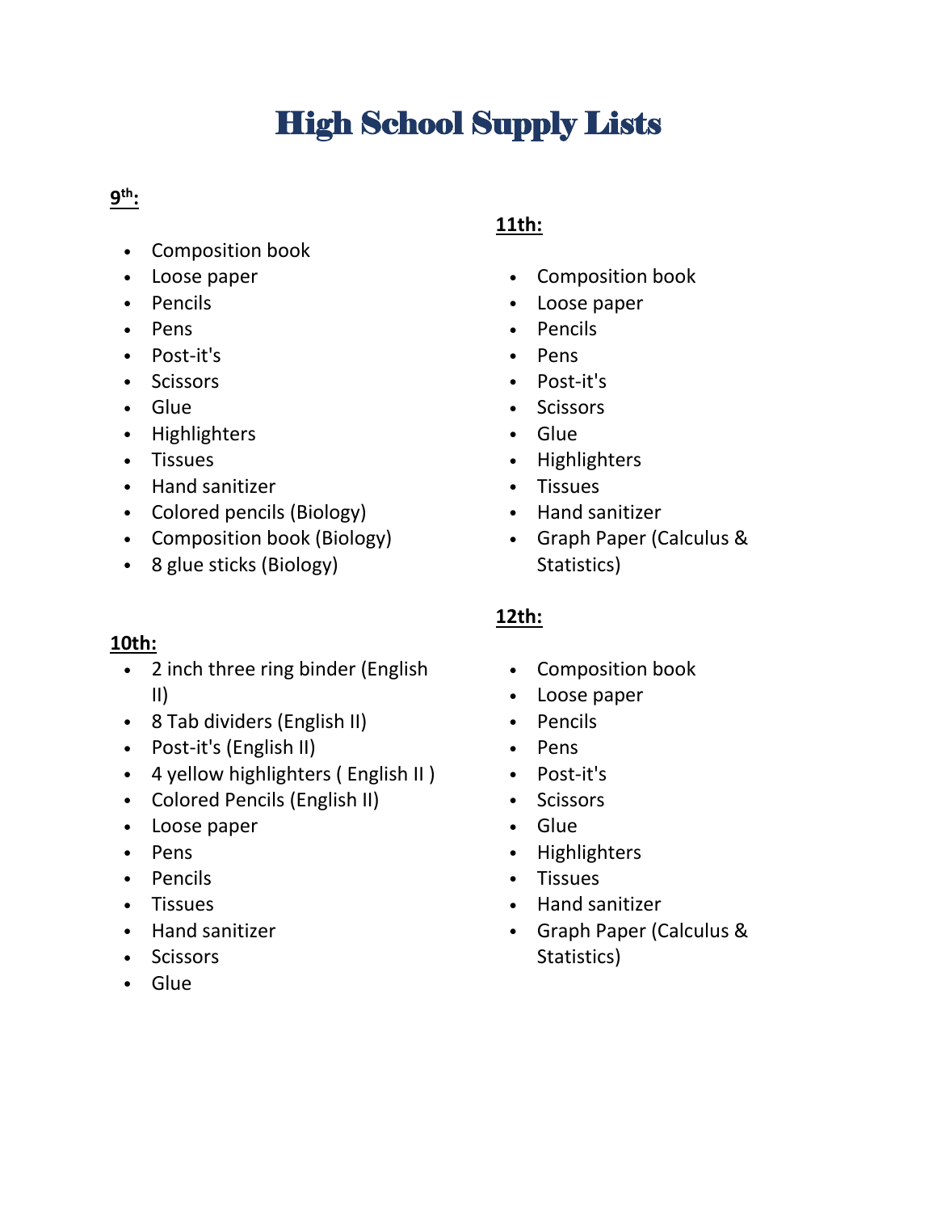# High School Supply Lists

**9th:**

- Composition book
- Loose paper
- Pencils
- Pens
- Post-it's
- Scissors
- Glue
- Highlighters
- Tissues
- Hand sanitizer
- Colored pencils (Biology)
- Composition book (Biology)
- 8 glue sticks (Biology)

**10th:**

- 2 inch three ring binder (English II)
- 8 Tab dividers (English II)
- Post-it's (English II)
- 4 yellow highlighters ( English II )
- Colored Pencils (English II)
- Loose paper
- Pens
- Pencils
- Tissues
- Hand sanitizer
- Scissors
- Glue

**11th:**

- Composition book
- Loose paper
- Pencils
- Pens
- Post-it's
- Scissors
- Glue
- Highlighters
- Tissues
- Hand sanitizer
- Graph Paper (Calculus & Statistics)

**12th:**

- Composition book
- Loose paper
- Pencils
- Pens
- Post-it's
- Scissors
- Glue
- Highlighters
- Tissues
- Hand sanitizer
- Graph Paper (Calculus & Statistics)